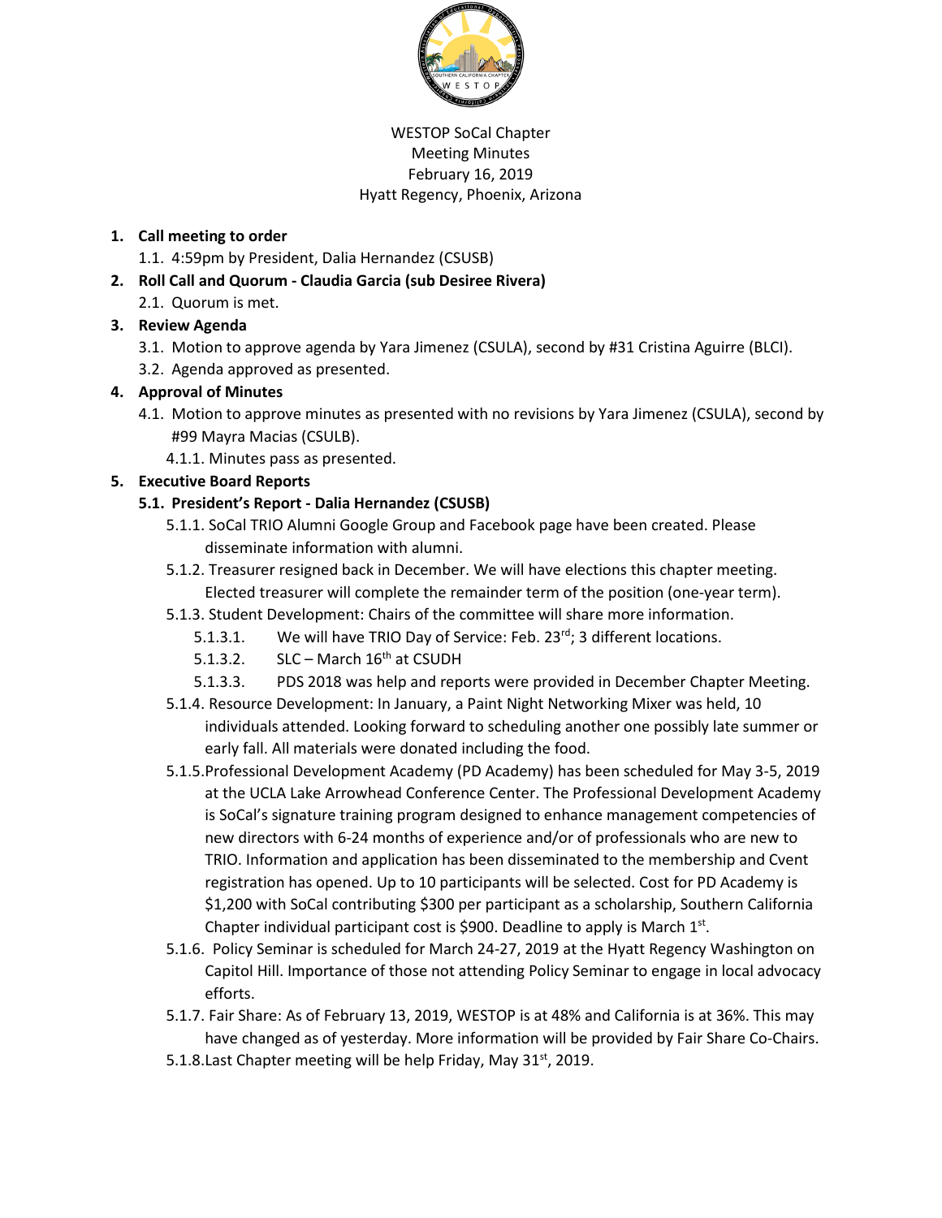WESTOP SoCal Chapter
Meeting Minutes
February 16, 2019
Hyatt Regency, Phoenix, Arizona

1. **Call meeting to order**
   1.1. 4:59pm by President, Dalia Hernandez (CSUSB)
2. **Roll Call and Quorum - Claudia Garcia (sub Desiree Rivera)**
   2.1. Quorum is met.
3. **Review Agenda**
   3.1. Motion to approve agenda by Yara Jimenez (CSULA), second by #31 Cristina Aguirre (BLCI).
   3.2. Agenda approved as presented.
4. **Approval of Minutes**
   4.1. Motion to approve minutes as presented with no revisions by Yara Jimenez (CSULA), second by #99 Mayra Macias (CSULB).
      4.1.1. Minutes pass as presented.
5. **Executive Board Reports**
   **5.1. President's Report - Dalia Hernandez (CSUSB)**
      5.1.1. SoCal TRIO Alumni Google Group and Facebook page have been created. Please disseminate information with alumni.
      5.1.2. Treasurer resigned back in December. We will have elections this chapter meeting. Elected treasurer will complete the remainder term of the position (one-year term).
      5.1.3. Student Development: Chairs of the committee will share more information.
         5.1.3.1. We will have TRIO Day of Service: Feb. 23rd; 3 different locations.
         5.1.3.2. SLC – March 16th at CSUDH
         5.1.3.3. PDS 2018 was help and reports were provided in December Chapter Meeting.
      5.1.4. Resource Development: In January, a Paint Night Networking Mixer was held, 10 individuals attended. Looking forward to scheduling another one possibly late summer or early fall. All materials were donated including the food.
      5.1.5. Professional Development Academy (PD Academy) has been scheduled for May 3-5, 2019 at the UCLA Lake Arrowhead Conference Center. The Professional Development Academy is SoCal's signature training program designed to enhance management competencies of new directors with 6-24 months of experience and/or of professionals who are new to TRIO. Information and application has been disseminated to the membership and Cvent registration has opened. Up to 10 participants will be selected. Cost for PD Academy is $1,200 with SoCal contributing $300 per participant as a scholarship, Southern California Chapter individual participant cost is $900. Deadline to apply is March 1st.
      5.1.6. Policy Seminar is scheduled for March 24-27, 2019 at the Hyatt Regency Washington on Capitol Hill. Importance of those not attending Policy Seminar to engage in local advocacy efforts.
      5.1.7. Fair Share: As of February 13, 2019, WESTOP is at 48% and California is at 36%. This may have changed as of yesterday. More information will be provided by Fair Share Co-Chairs.
      5.1.8. Last Chapter meeting will be help Friday, May 31st, 2019.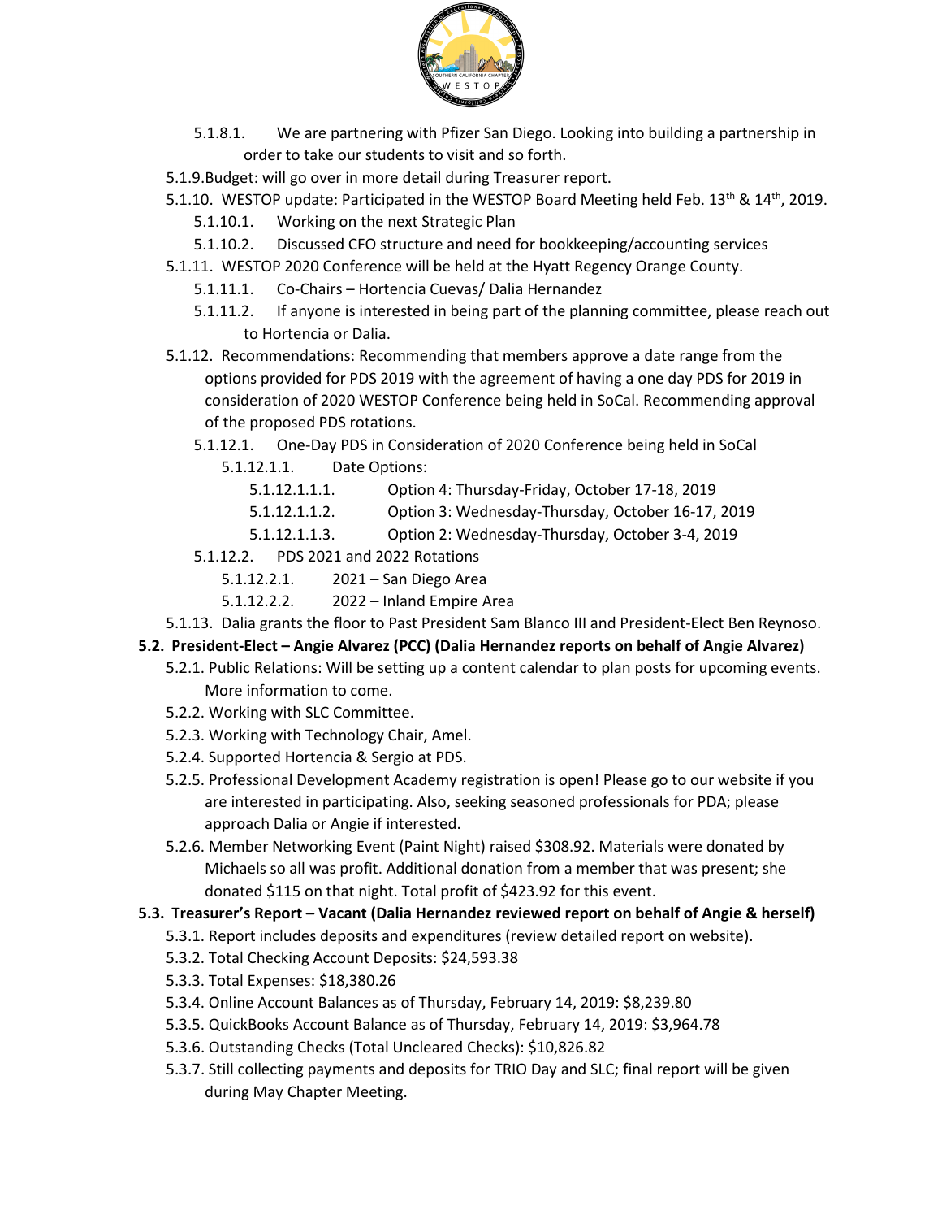- 5.1.8.1. We are partnering with Pfizer San Diego. Looking into building a partnership in order to take our students to visit and so forth.
- 5.1.9. Budget: will go over in more detail during Treasurer report.
- 5.1.10. WESTOP update: Participated in the WESTOP Board Meeting held Feb. 13th & 14th, 2019.
  - 5.1.10.1. Working on the next Strategic Plan
  - 5.1.10.2. Discussed CFO structure and need for bookkeeping/accounting services
- 5.1.11. WESTOP 2020 Conference will be held at the Hyatt Regency Orange County.
  - 5.1.11.1. Co-Chairs – Hortencia Cuevas/ Dalia Hernandez
  - 5.1.11.2. If anyone is interested in being part of the planning committee, please reach out to Hortencia or Dalia.
- 5.1.12. Recommendations: Recommending that members approve a date range from the options provided for PDS 2019 with the agreement of having a one day PDS for 2019 in consideration of 2020 WESTOP Conference being held in SoCal. Recommending approval of the proposed PDS rotations.
  - 5.1.12.1. One-Day PDS in Consideration of 2020 Conference being held in SoCal
    - 5.1.12.1.1. Date Options:
      - 5.1.12.1.1.1. Option 4: Thursday-Friday, October 17-18, 2019
      - 5.1.12.1.1.2. Option 3: Wednesday-Thursday, October 16-17, 2019
      - 5.1.12.1.1.3. Option 2: Wednesday-Thursday, October 3-4, 2019
  - 5.1.12.2. PDS 2021 and 2022 Rotations
    - 5.1.12.2.1. 2021 – San Diego Area
    - 5.1.12.2.2. 2022 – Inland Empire Area
- 5.1.13. Dalia grants the floor to Past President Sam Blanco III and President-Elect Ben Reynoso.

**5.2. President-Elect – Angie Alvarez (PCC) (Dalia Hernandez reports on behalf of Angie Alvarez)**

- 5.2.1. Public Relations: Will be setting up a content calendar to plan posts for upcoming events. More information to come.
- 5.2.2. Working with SLC Committee.
- 5.2.3. Working with Technology Chair, Amel.
- 5.2.4. Supported Hortencia & Sergio at PDS.
- 5.2.5. Professional Development Academy registration is open! Please go to our website if you are interested in participating. Also, seeking seasoned professionals for PDA; please approach Dalia or Angie if interested.
- 5.2.6. Member Networking Event (Paint Night) raised $308.92. Materials were donated by Michaels so all was profit. Additional donation from a member that was present; she donated $115 on that night. Total profit of $423.92 for this event.

**5.3. Treasurer's Report – Vacant (Dalia Hernandez reviewed report on behalf of Angie & herself)**

- 5.3.1. Report includes deposits and expenditures (review detailed report on website).
- 5.3.2. Total Checking Account Deposits: $24,593.38
- 5.3.3. Total Expenses: $18,380.26
- 5.3.4. Online Account Balances as of Thursday, February 14, 2019: $8,239.80
- 5.3.5. QuickBooks Account Balance as of Thursday, February 14, 2019: $3,964.78
- 5.3.6. Outstanding Checks (Total Uncleared Checks): $10,826.82
- 5.3.7. Still collecting payments and deposits for TRIO Day and SLC; final report will be given during May Chapter Meeting.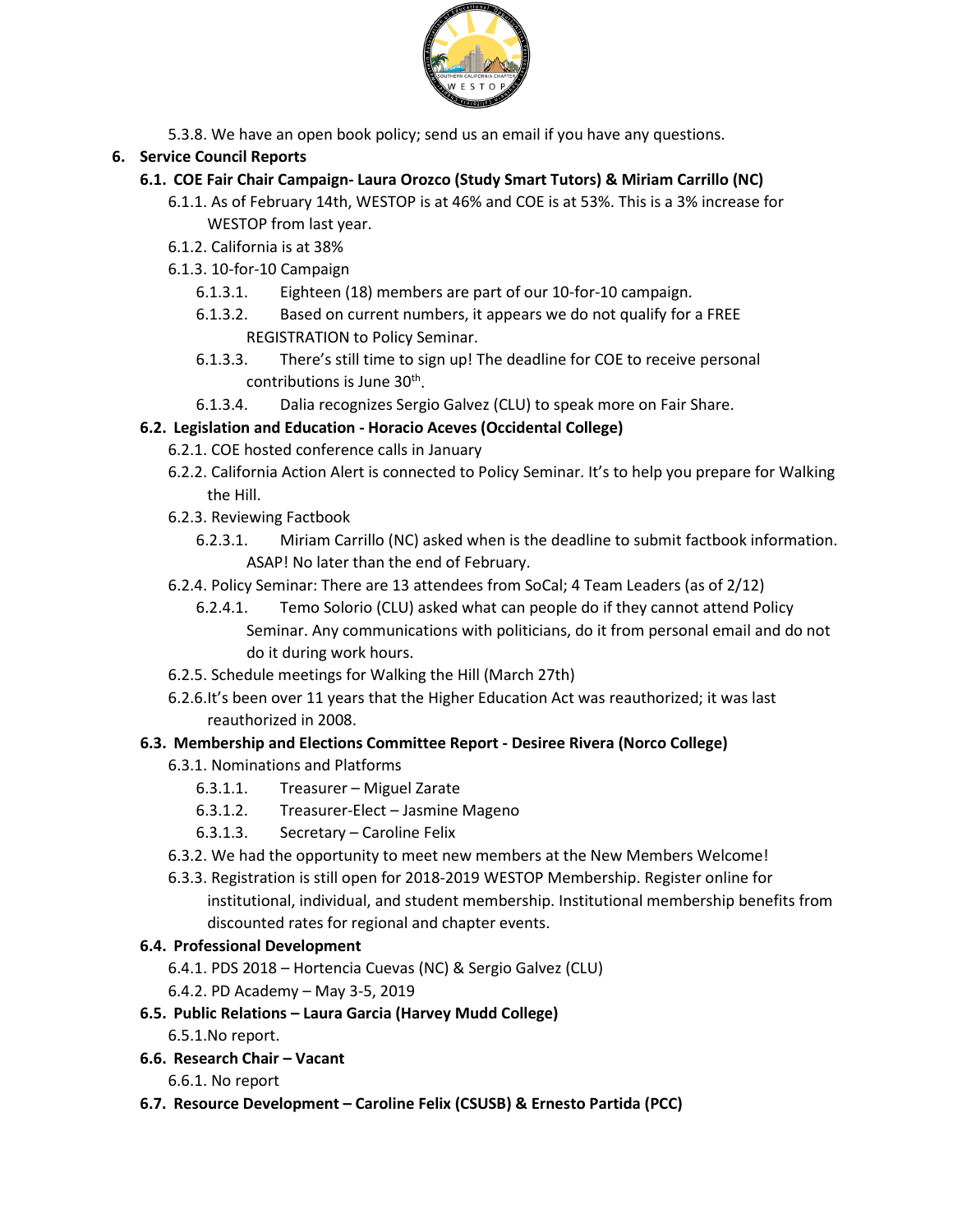5.3.8. We have an open book policy; send us an email if you have any questions.

**6. Service Council Reports**

**6.1. COE Fair Chair Campaign- Laura Orozco (Study Smart Tutors) & Miriam Carrillo (NC)**

6.1.1. As of February 14th, WESTOP is at 46% and COE is at 53%. This is a 3% increase for WESTOP from last year.

6.1.2. California is at 38%

6.1.3. 10-for-10 Campaign

6.1.3.1. Eighteen (18) members are part of our 10-for-10 campaign.

6.1.3.2. Based on current numbers, it appears we do not qualify for a FREE REGISTRATION to Policy Seminar.

6.1.3.3. There's still time to sign up! The deadline for COE to receive personal contributions is June 30th.

6.1.3.4. Dalia recognizes Sergio Galvez (CLU) to speak more on Fair Share.

**6.2. Legislation and Education - Horacio Aceves (Occidental College)**

6.2.1. COE hosted conference calls in January

6.2.2. California Action Alert is connected to Policy Seminar. It's to help you prepare for Walking the Hill.

6.2.3. Reviewing Factbook

6.2.3.1. Miriam Carrillo (NC) asked when is the deadline to submit factbook information. ASAP! No later than the end of February.

6.2.4. Policy Seminar: There are 13 attendees from SoCal; 4 Team Leaders (as of 2/12)

6.2.4.1. Temo Solorio (CLU) asked what can people do if they cannot attend Policy Seminar. Any communications with politicians, do it from personal email and do not do it during work hours.

6.2.5. Schedule meetings for Walking the Hill (March 27th)

6.2.6. It's been over 11 years that the Higher Education Act was reauthorized; it was last reauthorized in 2008.

**6.3. Membership and Elections Committee Report - Desiree Rivera (Norco College)**

6.3.1. Nominations and Platforms

6.3.1.1. Treasurer – Miguel Zarate

6.3.1.2. Treasurer-Elect – Jasmine Mageno

6.3.1.3. Secretary – Caroline Felix

6.3.2. We had the opportunity to meet new members at the New Members Welcome!

6.3.3. Registration is still open for 2018-2019 WESTOP Membership. Register online for institutional, individual, and student membership. Institutional membership benefits from discounted rates for regional and chapter events.

**6.4. Professional Development**

6.4.1. PDS 2018 – Hortencia Cuevas (NC) & Sergio Galvez (CLU)

6.4.2. PD Academy – May 3-5, 2019

**6.5. Public Relations – Laura Garcia (Harvey Mudd College)**

6.5.1. No report.

**6.6. Research Chair – Vacant**

6.6.1. No report

**6.7. Resource Development – Caroline Felix (CSUSB) & Ernesto Partida (PCC)**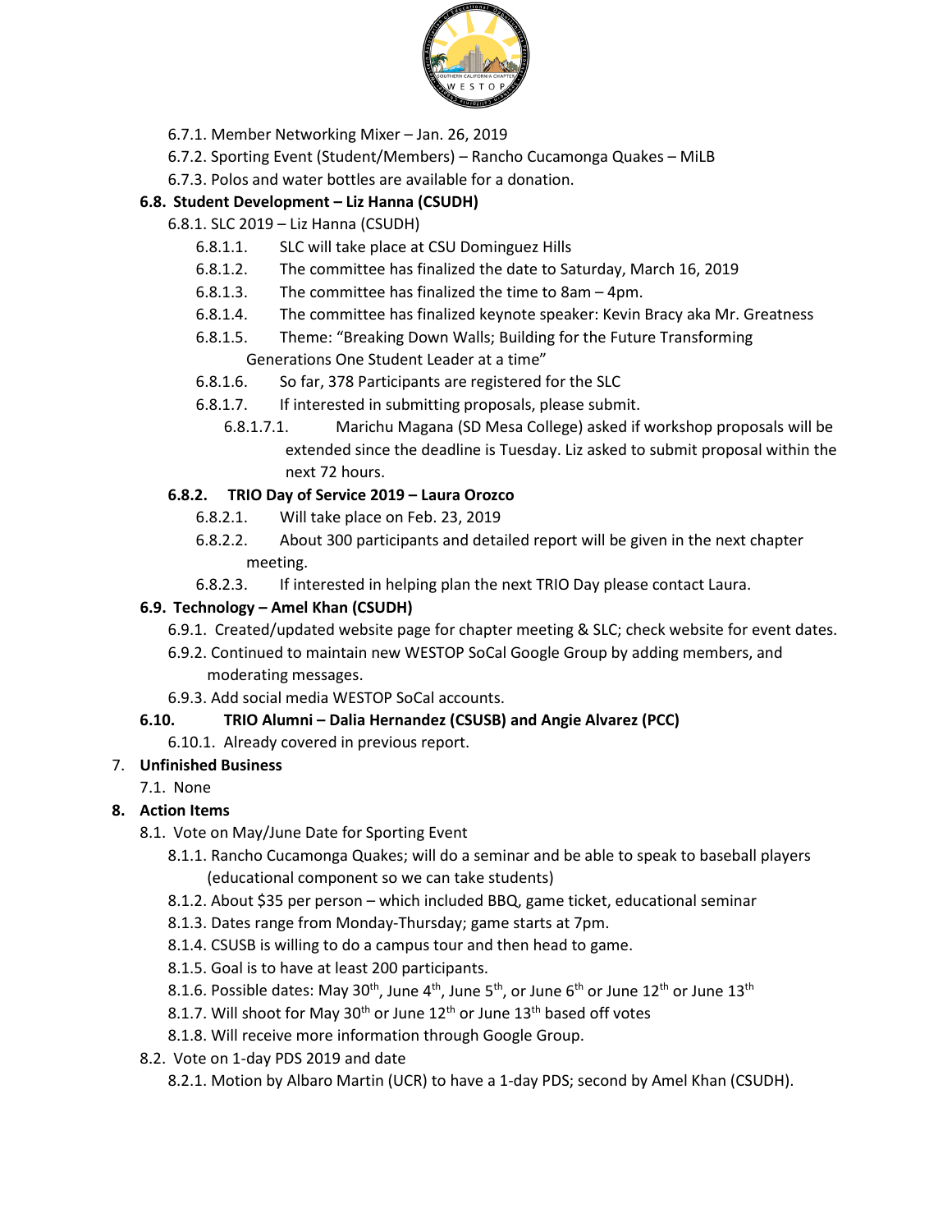6.7.1. Member Networking Mixer – Jan. 26, 2019

6.7.2. Sporting Event (Student/Members) – Rancho Cucamonga Quakes – MiLB

6.7.3. Polos and water bottles are available for a donation.

**6.8. Student Development – Liz Hanna (CSUDH)**

6.8.1. SLC 2019 – Liz Hanna (CSUDH)

6.8.1.1. SLC will take place at CSU Dominguez Hills

6.8.1.2. The committee has finalized the date to Saturday, March 16, 2019

6.8.1.3. The committee has finalized the time to 8am – 4pm.

6.8.1.4. The committee has finalized keynote speaker: Kevin Bracy aka Mr. Greatness

6.8.1.5. Theme: "Breaking Down Walls; Building for the Future Transforming Generations One Student Leader at a time"

6.8.1.6. So far, 378 Participants are registered for the SLC

6.8.1.7. If interested in submitting proposals, please submit.

6.8.1.7.1. Marichu Magana (SD Mesa College) asked if workshop proposals will be extended since the deadline is Tuesday. Liz asked to submit proposal within the next 72 hours.

**6.8.2. TRIO Day of Service 2019 – Laura Orozco**

6.8.2.1. Will take place on Feb. 23, 2019

6.8.2.2. About 300 participants and detailed report will be given in the next chapter meeting.

6.8.2.3. If interested in helping plan the next TRIO Day please contact Laura.

**6.9. Technology – Amel Khan (CSUDH)**

6.9.1. Created/updated website page for chapter meeting & SLC; check website for event dates.

6.9.2. Continued to maintain new WESTOP SoCal Google Group by adding members, and moderating messages.

6.9.3. Add social media WESTOP SoCal accounts.

**6.10. TRIO Alumni – Dalia Hernandez (CSUSB) and Angie Alvarez (PCC)**

6.10.1. Already covered in previous report.

7. **Unfinished Business**

7.1. None

8. **Action Items**

8.1. Vote on May/June Date for Sporting Event

8.1.1. Rancho Cucamonga Quakes; will do a seminar and be able to speak to baseball players (educational component so we can take students)

8.1.2. About $35 per person – which included BBQ, game ticket, educational seminar

8.1.3. Dates range from Monday-Thursday; game starts at 7pm.

8.1.4. CSUSB is willing to do a campus tour and then head to game.

8.1.5. Goal is to have at least 200 participants.

8.1.6. Possible dates: May 30th, June 4th, June 5th, or June 6th or June 12th or June 13th

8.1.7. Will shoot for May 30th or June 12th or June 13th based off votes

8.1.8. Will receive more information through Google Group.

8.2. Vote on 1-day PDS 2019 and date

8.2.1. Motion by Albaro Martin (UCR) to have a 1-day PDS; second by Amel Khan (CSUDH).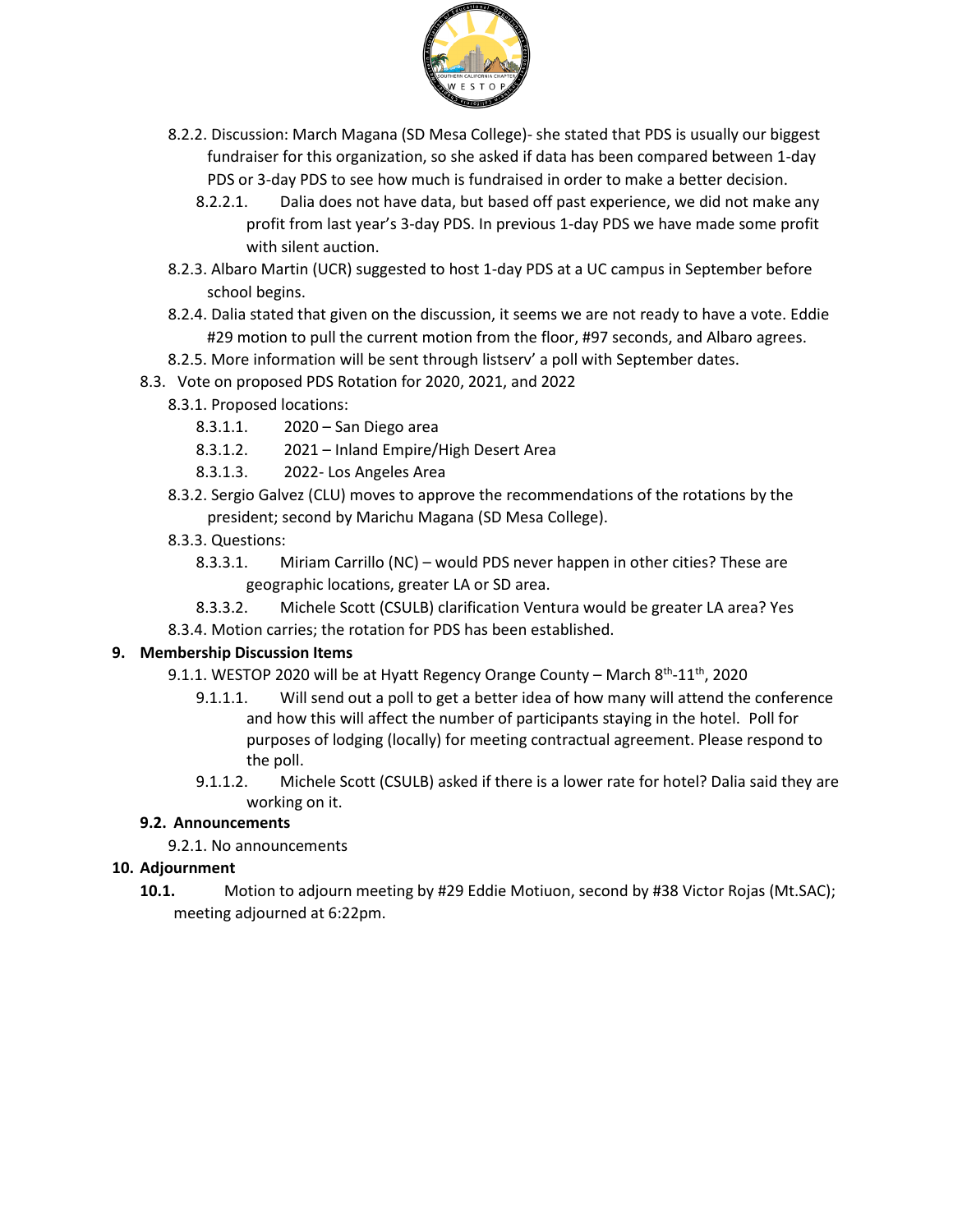- 8.2.2. Discussion: March Magana (SD Mesa College)- she stated that PDS is usually our biggest fundraiser for this organization, so she asked if data has been compared between 1-day PDS or 3-day PDS to see how much is fundraised in order to make a better decision.
    - 8.2.2.1. Dalia does not have data, but based off past experience, we did not make any profit from last year's 3-day PDS. In previous 1-day PDS we have made some profit with silent auction.
- 8.2.3. Albaro Martin (UCR) suggested to host 1-day PDS at a UC campus in September before school begins.
- 8.2.4. Dalia stated that given on the discussion, it seems we are not ready to have a vote. Eddie #29 motion to pull the current motion from the floor, #97 seconds, and Albaro agrees.
- 8.2.5. More information will be sent through listserv' a poll with September dates.

8.3. Vote on proposed PDS Rotation for 2020, 2021, and 2022

- 8.3.1. Proposed locations:
    - 8.3.1.1. 2020 – San Diego area
    - 8.3.1.2. 2021 – Inland Empire/High Desert Area
    - 8.3.1.3. 2022- Los Angeles Area
- 8.3.2. Sergio Galvez (CLU) moves to approve the recommendations of the rotations by the president; second by Marichu Magana (SD Mesa College).
- 8.3.3. Questions:
    - 8.3.3.1. Miriam Carrillo (NC) – would PDS never happen in other cities? These are geographic locations, greater LA or SD area.
    - 8.3.3.2. Michele Scott (CSULB) clarification Ventura would be greater LA area? Yes
- 8.3.4. Motion carries; the rotation for PDS has been established.

## 9. Membership Discussion Items

- 9.1.1. WESTOP 2020 will be at Hyatt Regency Orange County – March 8th-11th, 2020
    - 9.1.1.1. Will send out a poll to get a better idea of how many will attend the conference and how this will affect the number of participants staying in the hotel. Poll for purposes of lodging (locally) for meeting contractual agreement. Please respond to the poll.
    - 9.1.1.2. Michele Scott (CSULB) asked if there is a lower rate for hotel? Dalia said they are working on it.

### 9.2. Announcements

- 9.2.1. No announcements

## 10. Adjournment

**10.1.** Motion to adjourn meeting by #29 Eddie Motiuon, second by #38 Victor Rojas (Mt.SAC); meeting adjourned at 6:22pm.